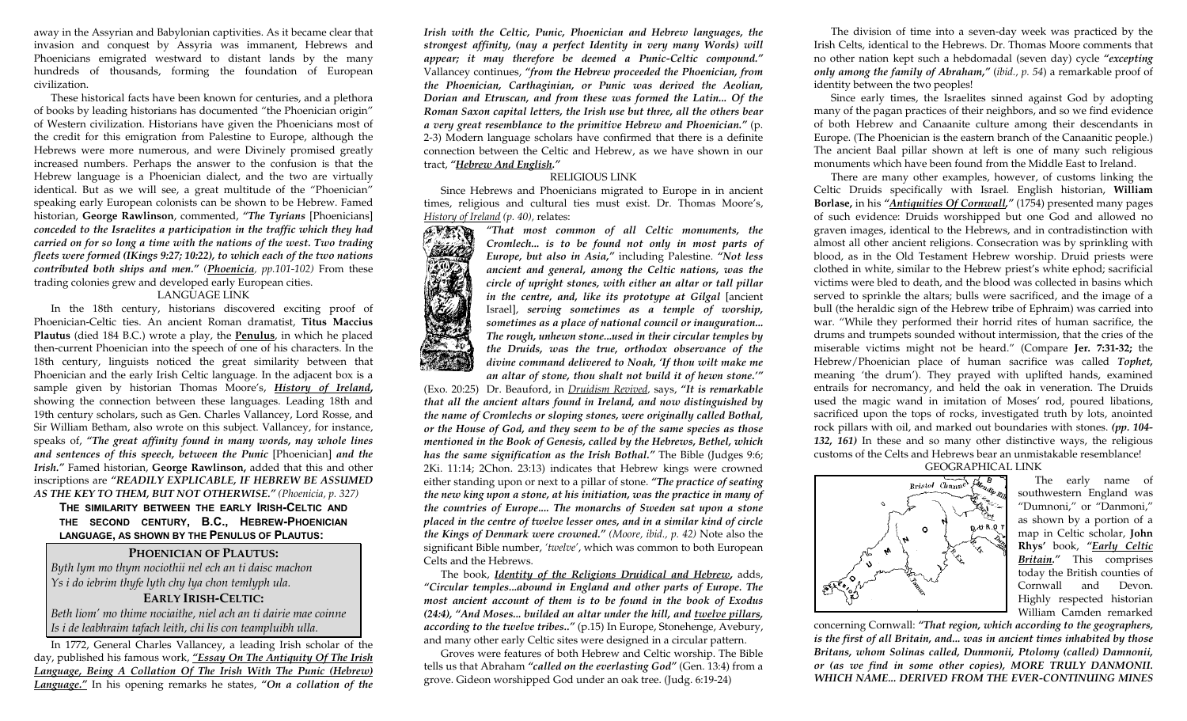away in the Assyrian and Babylonian captivities. As it became clear that invasion and conquest by Assyria was immanent, Hebrews and Phoenicians emigrated westward to distant lands by the many hundreds of thousands, forming the foundation of European civilization.

These historical facts have been known for centuries, and a plethora of books by leading historians has documented "the Phoenician origin" of Western civilization. Historians have given the Phoenicians most of the credit for this emigration from Palestine to Europe, although the Hebrews were more numerous, and were Divinely promised greatly increased numbers. Perhaps the answer to the confusion is that the Hebrew language is a Phoenician dialect, and the two are virtually identical. But as we will see, a great multitude of the "Phoenician" speaking early European colonists can be shown to be Hebrew. Famed historian, **George Rawlinson**, commented, ***"The Tyrians*** [Phoenicians] ***conceded to the Israelites a participation in the traffic which they had carried on for so long a time with the nations of the west. Two trading fleets were formed (IKings 9:27; 10:22), to which each of the two nations contributed both ships and men."*** *(__Phoenicia__, pp.101-102)* From these trading colonies grew and developed early European cities.

## LANGUAGE LINK

In the 18th century, historians discovered exciting proof of Phoenician-Celtic ties. An ancient Roman dramatist, **Titus Maccius Plautus** (died 184 B.C.) wrote a play, the **__Penulus__**, in which he placed then-current Phoenician into the speech of one of his characters. In the 18th century, linguists noticed the great similarity between that Phoenician and the early Irish Celtic language. In the adjacent box is a sample given by historian Thomas Moore's, ***__History of Ireland__***, showing the connection between these languages. Leading 18th and 19th century scholars, such as Gen. Charles Vallancey, Lord Rosse, and Sir William Betham, also wrote on this subject. Vallancey, for instance, speaks of, ***"The great affinity found in many words, nay whole lines and sentences of this speech, between the Punic*** [Phoenician] ***and the Irish."*** Famed historian, **George Rawlinson,** added that this and other inscriptions are ***"READILY EXPLICABLE, IF HEBREW BE ASSUMED AS THE KEY TO THEM, BUT NOT OTHERWISE."*** *(Phoenicia, p. 327)*

**THE SIMILARITY BETWEEN THE EARLY IRISH-CELTIC AND THE SECOND CENTURY, B.C., HEBREW-PHOENICIAN LANGUAGE, AS SHOWN BY THE PENULUS OF PLAUTUS:**

**PHOENICIAN OF PLAUTUS:**

*Byth lym mo thym nociothii nel ech an ti daisc machon*
*Ys i do iebrim thyfe lyth chy lya chon temlyph ula.*

**EARLY IRISH-CELTIC:**

*Beth liom' mo thime nociaithe, niel ach an ti dairie mae coinne*
*Is i de leabhraim tafach leith, chi lis con teampluibh ulla.*

In 1772, General Charles Vallancey, a leading Irish scholar of the day, published his famous work, ***__"Essay On The Antiquity Of The Irish Language, Being A Collation Of The Irish With The Punic (Hebrew) Language."__*** In his opening remarks he states, ***"On a collation of the Irish with the Celtic, Punic, Phoenician and Hebrew languages, the strongest affinity, (nay a perfect Identity in very many Words) will appear; it may therefore be deemed a Punic-Celtic compound."*** Vallancey continues, ***"from the Hebrew proceeded the Phoenician, from the Phoenician, Carthaginian, or Punic was derived the Aeolian, Dorian and Etruscan, and from these was formed the Latin... Of the Roman Saxon capital letters, the Irish use but three, all the others bear a very great resemblance to the primitive Hebrew and Phoenician."*** (p. 2-3) Modern language scholars have confirmed that there is a definite connection between the Celtic and Hebrew, as we have shown in our tract, ***"__Hebrew And English__."***

## RELIGIOUS LINK

Since Hebrews and Phoenicians migrated to Europe in in ancient times, religious and cultural ties must exist. Dr. Thomas Moore's, *__History of Ireland__ (p. 40),* relates:

***"That most common of all Celtic monuments, the Cromlech... is to be found not only in most parts of Europe, but also in Asia,"*** including Palestine. ***"Not less ancient and general, among the Celtic nations, was the circle of upright stones, with either an altar or tall pillar in the centre, and, like its prototype at Gilgal*** [ancient Israel], ***serving sometimes as a temple of worship, sometimes as a place of national council or inauguration... The rough, unhewn stone...used in their circular temples by the Druids, was the true, orthodox observance of the divine command delivered to Noah, 'If thou wilt make me an altar of stone, thou shalt not build it of hewn stone.'"*** (Exo. 20:25) Dr. Beauford, in *__Druidism Revived__*, says, ***"It is remarkable that all the ancient altars found in Ireland, and now distinguished by the name of Cromlechs or sloping stones, were originally called Bothal, or the House of God, and they seem to be of the same species as those mentioned in the Book of Genesis, called by the Hebrews, Bethel, which has the same signification as the Irish Bothal."*** The Bible (Judges 9:6; 2Ki. 11:14; 2Chon. 23:13) indicates that Hebrew kings were crowned either standing upon or next to a pillar of stone. ***"The practice of seating the new king upon a stone, at his initiation, was the practice in many of the countries of Europe.... The monarchs of Sweden sat upon a stone placed in the centre of twelve lesser ones, and in a similar kind of circle the Kings of Denmark were crowned."*** *(Moore, ibid., p. 42)* Note also the significant Bible number, *'twelve'*, which was common to both European Celts and the Hebrews.

The book, ***__Identity of the Religions Druidical and Hebrew__***, adds, ***"Circular temples...abound in England and other parts of Europe. The most ancient account of them is to be found in the book of Exodus (24:4), "And Moses... builded an altar under the hill, and __twelve pillars__, according to the twelve tribes.."*** (p.15) In Europe, Stonehenge, Avebury, and many other early Celtic sites were designed in a circular pattern.

Groves were features of both Hebrew and Celtic worship. The Bible tells us that Abraham ***"called on the everlasting God"*** (Gen. 13:4) from a grove. Gideon worshipped God under an oak tree. (Judg. 6:19-24)

The division of time into a seven-day week was practiced by the Irish Celts, identical to the Hebrews. Dr. Thomas Moore comments that no other nation kept such a hebdomadal (seven day) cycle ***"excepting only among the family of Abraham,"*** (*ibid., p. 54*) a remarkable proof of identity between the two peoples!

Since early times, the Israelites sinned against God by adopting many of the pagan practices of their neighbors, and so we find evidence of both Hebrew and Canaanite culture among their descendants in Europe. (The Phoenician is the eastern branch of the Canaanitic people.) The ancient Baal pillar shown at left is one of many such religious monuments which have been found from the Middle East to Ireland.

There are many other examples, however, of customs linking the Celtic Druids specifically with Israel. English historian, **William Borlase,** in his ***"__Antiquities Of Cornwall__,"*** (1754) presented many pages of such evidence: Druids worshipped but one God and allowed no graven images, identical to the Hebrews, and in contradistinction with almost all other ancient religions. Consecration was by sprinkling with blood, as in the Old Testament Hebrew worship. Druid priests were clothed in white, similar to the Hebrew priest's white ephod; sacrificial victims were bled to death, and the blood was collected in basins which served to sprinkle the altars; bulls were sacrificed, and the image of a bull (the heraldic sign of the Hebrew tribe of Ephraim) was carried into war. "While they performed their horrid rites of human sacrifice, the drums and trumpets sounded without intermission, that the cries of the miserable victims might not be heard." (Compare **Jer. 7:31-32;** the Hebrew/Phoenician place of human sacrifice was called ***Tophet,*** meaning 'the drum'). They prayed with uplifted hands, examined entrails for necromancy, and held the oak in veneration. The Druids used the magic wand in imitation of Moses' rod, poured libations, sacrificed upon the tops of rocks, investigated truth by lots, anointed rock pillars with oil, and marked out boundaries with stones. ***(pp. 104-132, 161)*** In these and so many other distinctive ways, the religious customs of the Celts and Hebrews bear an unmistakable resemblance!

## GEOGRAPHICAL LINK

The early name of southwestern England was "Dumnoni," or "Danmoni," as shown by a portion of a map in Celtic scholar, **John Rhys'** book, ***"__Early Celtic Britain__."*** This comprises today the British counties of Cornwall and Devon. Highly respected historian William Camden remarked concerning Cornwall: ***"That region, which according to the geographers, is the first of all Britain, and... was in ancient times inhabited by those Britans, whom Solinas called, Dunmonii, Ptolomy (called) Damnonii, or (as we find in some other copies), MORE TRULY DANMONII. WHICH NAME... DERIVED FROM THE EVER-CONTINUING MINES***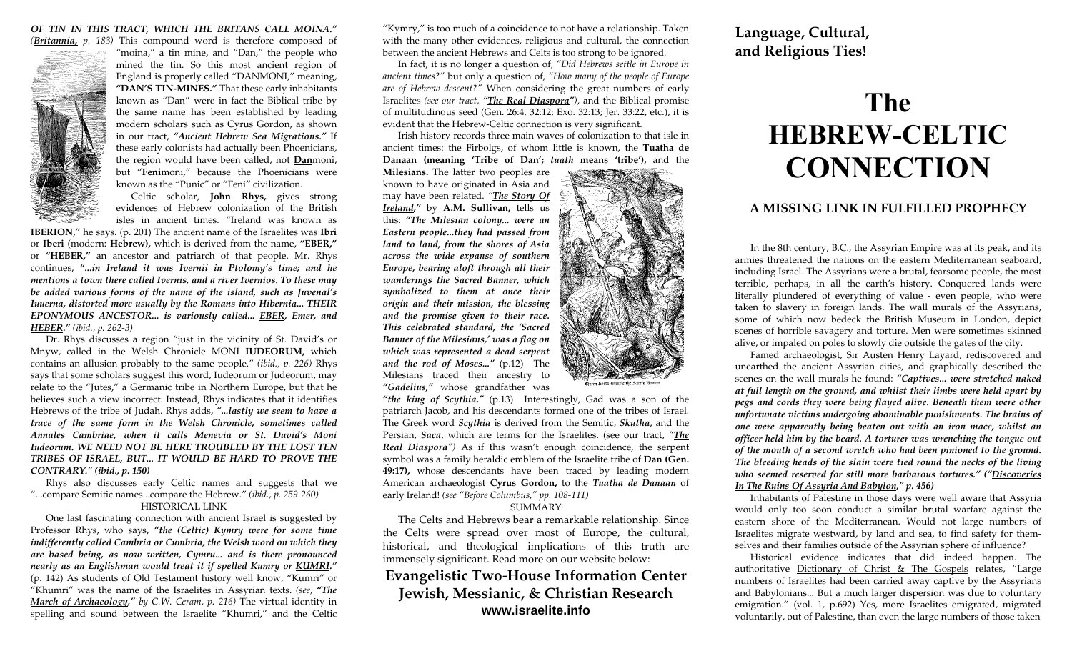***OF TIN IN THIS TRACT, WHICH THE BRITANS CALL MOINA."*** *(**Britannia,** p. 183)* This compound word is therefore composed of "moina," a tin mine, and "Dan," the people who mined the tin. So this most ancient region of England is properly called "DANMONI," meaning, **"DAN'S TIN-MINES."** That these early inhabitants known as "Dan" were in fact the Biblical tribe by the same name has been established by leading modern scholars such as Cyrus Gordon, as shown in our tract, ***"Ancient Hebrew Sea Migrations."*** If these early colonists had actually been Phoenicians, the region would have been called, not **Dan**moni, but "**Feni**moni," because the Phoenicians were known as the "Punic" or "Feni" civilization.

Celtic scholar, **John Rhys,** gives strong evidences of Hebrew colonization of the British isles in ancient times. "Ireland was known as **IBERION**," he says. (p. 201) The ancient name of the Israelites was **Ibri** or **Iberi** (modern: **Hebrew),** which is derived from the name, **"EBER,"** or **"HEBER,"** an ancestor and patriarch of that people. Mr. Rhys continues, ***"...in Ireland it was Ivernii in Ptolomy's time; and he mentions a town there called Ivernis, and a river Ivernios. To these may be added various forms of the name of the island, such as Juvenal's Iuuerna, distorted more usually by the Romans into Hibernia... THEIR EPONYMOUS ANCESTOR... is variously called... EBER, Emer, and HEBER."*** *(ibid., p. 262-3)*

Dr. Rhys discusses a region "just in the vicinity of St. David's or Mnyw, called in the Welsh Chronicle MONI **IUDEORUM,** which contains an allusion probably to the same people." *(ibid., p. 226)* Rhys says that some scholars suggest this word, Iudeorum or Judeorum, may relate to the "Jutes," a Germanic tribe in Northern Europe, but that he believes such a view incorrect. Instead, Rhys indicates that it identifies Hebrews of the tribe of Judah. Rhys adds, ***"...lastly we seem to have a trace of the same form in the Welsh Chronicle, sometimes called Annales Cambriae, when it calls Menevia or St. David's Moni Iudeorum. WE NEED NOT BE HERE TROUBLED BY THE LOST TEN TRIBES OF ISRAEL, BUT... IT WOULD BE HARD TO PROVE THE CONTRARY." (ibid., p. 150)***

Rhys also discusses early Celtic names and suggests that we "...compare Semitic names...compare the Hebrew." *(ibid., p. 259-260)*

HISTORICAL LINK

One last fascinating connection with ancient Israel is suggested by Professor Rhys, who says, ***"the (Celtic) Kymry were for some time indifferently called Cambria or Cumbria, the Welsh word on which they are based being, as now written, Cymru... and is there pronounced nearly as an Englishman would treat it if spelled Kumry or KUMRI."*** (p. 142) As students of Old Testament history well know, "Kumri" or "Khumri" was the name of the Israelites in Assyrian texts. *(see, **"The March of Archaeology,"** by C.W. Ceram, p. 216)* The virtual identity in spelling and sound between the Israelite "Khumri," and the Celtic "Kymry," is too much of a coincidence to not have a relationship. Taken with the many other evidences, religious and cultural, the connection between the ancient Hebrews and Celts is too strong to be ignored.

In fact, it is no longer a question of, *"Did Hebrews settle in Europe in ancient times?"* but only a question of, *"How many of the people of Europe are of Hebrew descent?"* When considering the great numbers of early Israelites *(see our tract, **"The Real Diaspora"**)*, and the Biblical promise of multitudinous seed (Gen. 26:4, 32:12; Exo. 32:13; Jer. 33:22, etc.), it is evident that the Hebrew-Celtic connection is very significant.

Irish history records three main waves of colonization to that isle in ancient times: the Firbolgs, of whom little is known, the **Tuatha de Danaan (meaning 'Tribe of Dan'; *tuath* means 'tribe'),** and the **Milesians.** The latter two peoples are known to have originated in Asia and may have been related. ***"The Story Of Ireland,"*** by **A.M. Sullivan,** tells us this: ***"The Milesian colony... were an Eastern people...they had passed from land to land, from the shores of Asia across the wide expanse of southern Europe, bearing aloft through all their wanderings the Sacred Banner, which symbolized to them at once their origin and their mission, the blessing and the promise given to their race. This celebrated standard, the 'Sacred Banner of the Milesians,' was a flag on which was represented a dead serpent and the rod of Moses..."*** (p.12) The Milesians traced their ancestry to ***"Gadelius,"*** whose grandfather was ***"the king of Scythia."*** (p.13) Interestingly, Gad was a son of the patriarch Jacob, and his descendants formed one of the tribes of Israel. The Greek word *Scythia* is derived from the Semitic, *Skutha*, and the Persian, *Saca*, which are terms for the Israelites. (see our tract, *"**The Real Diaspora**")* As if this wasn't enough coincidence, the serpent symbol was a family heraldic emblem of the Israelite tribe of **Dan (Gen. 49:17),** whose descendants have been traced by leading modern American archaeologist **Cyrus Gordon,** to the ***Tuatha de Danaan*** of early Ireland! *(see "Before Columbus," pp. 108-111)*

SUMMARY

The Celts and Hebrews bear a remarkable relationship. Since the Celts were spread over most of Europe, the cultural, historical, and theological implications of this truth are immensely significant. Read more on our website below:

**Evangelistic Two-House Information Center**
**Jewish, Messianic, & Christian Research**
**www.israelite.info**

**Language, Cultural, and Religious Ties!**

# The HEBREW-CELTIC CONNECTION

## A MISSING LINK IN FULFILLED PROPHECY

In the 8th century, B.C., the Assyrian Empire was at its peak, and its armies threatened the nations on the eastern Mediterranean seaboard, including Israel. The Assyrians were a brutal, fearsome people, the most terrible, perhaps, in all the earth's history. Conquered lands were literally plundered of everything of value - even people, who were taken to slavery in foreign lands. The wall murals of the Assyrians, some of which now bedeck the British Museum in London, depict scenes of horrible savagery and torture. Men were sometimes skinned alive, or impaled on poles to slowly die outside the gates of the city.

Famed archaeologist, Sir Austen Henry Layard, rediscovered and unearthed the ancient Assyrian cities, and graphically described the scenes on the wall murals he found: ***"Captives... were stretched naked at full length on the ground, and whilst their limbs were held apart by pegs and cords they were being flayed alive. Beneath them were other unfortunate victims undergoing abominable punishments. The brains of one were apparently being beaten out with an iron mace, whilst an officer held him by the beard. A torturer was wrenching the tongue out of the mouth of a second wretch who had been pinioned to the ground. The bleeding heads of the slain were tied round the necks of the living who seemed reserved for still more barbarous tortures." ("Discoveries In The Ruins Of Assyria And Babylon," p. 456)***

Inhabitants of Palestine in those days were well aware that Assyria would only too soon conduct a similar brutal warfare against the eastern shore of the Mediterranean. Would not large numbers of Israelites migrate westward, by land and sea, to find safety for themselves and their families outside of the Assyrian sphere of influence?

Historical evidence indicates that did indeed happen. The authoritative Dictionary of Christ & The Gospels relates, "Large numbers of Israelites had been carried away captive by the Assyrians and Babylonians... But a much larger dispersion was due to voluntary emigration." (vol. 1, p.692) Yes, more Israelites emigrated, migrated voluntarily, out of Palestine, than even the large numbers of those taken